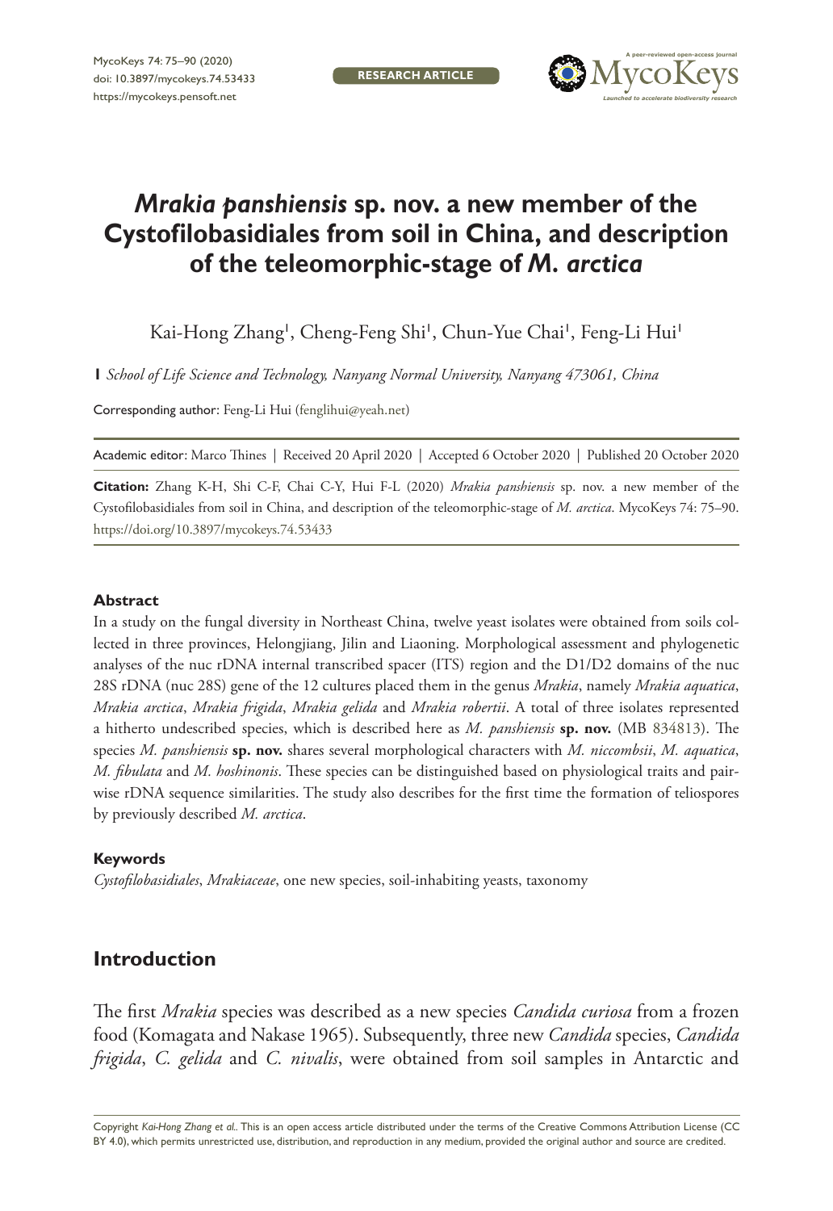# *Mrakia panshiensis* sp. nov. a new member of the Cystofilobasidiales from soil in China, and description of the teleomorphic-stage of *M. arctica*

Kai-Hong Zhang[1], Cheng-Feng Shi[1], Chun-Yue Chai[1], Feng-Li Hui[1]

[1] *School of Life Science and Technology, Nanyang Normal University, Nanyang 473061, China*

Corresponding author: Feng-Li Hui (fenglihui@yeah.net)

Academic editor: Marco Thines | Received 20 April 2020 | Accepted 6 October 2020 | Published 20 October 2020

**Citation:** Zhang K-H, Shi C-F, Chai C-Y, Hui F-L (2020) *Mrakia panshiensis* sp. nov. a new member of the Cystofilobasidiales from soil in China, and description of the teleomorphic-stage of *M. arctica*. MycoKeys 74: 75–90. https://doi.org/10.3897/mycokeys.74.53433

#### Abstract

In a study on the fungal diversity in Northeast China, twelve yeast isolates were obtained from soils collected in three provinces, Helongjiang, Jilin and Liaoning. Morphological assessment and phylogenetic analyses of the nuc rDNA internal transcribed spacer (ITS) region and the D1/D2 domains of the nuc 28S rDNA (nuc 28S) gene of the 12 cultures placed them in the genus *Mrakia*, namely *Mrakia aquatica*, *Mrakia arctica*, *Mrakia frigida*, *Mrakia gelida* and *Mrakia robertii*. A total of three isolates represented a hitherto undescribed species, which is described here as *M. panshiensis* **sp. nov.** (MB 834813). The species *M. panshiensis* **sp. nov.** shares several morphological characters with *M. niccombsii*, *M. aquatica*, *M. fibulata* and *M. hoshinonis*. These species can be distinguished based on physiological traits and pairwise rDNA sequence similarities. The study also describes for the first time the formation of teliospores by previously described *M. arctica*.

#### Keywords

*Cystofilobasidiales*, *Mrakiaceae*, one new species, soil-inhabiting yeasts, taxonomy

## Introduction

The first *Mrakia* species was described as a new species *Candida curiosa* from a frozen food (Komagata and Nakase 1965). Subsequently, three new *Candida* species, *Candida frigida*, *C. gelida* and *C. nivalis*, were obtained from soil samples in Antarctic and

Copyright *Kai-Hong Zhang et al.* This is an open access article distributed under the terms of the Creative Commons Attribution License (CC BY 4.0), which permits unrestricted use, distribution, and reproduction in any medium, provided the original author and source are credited.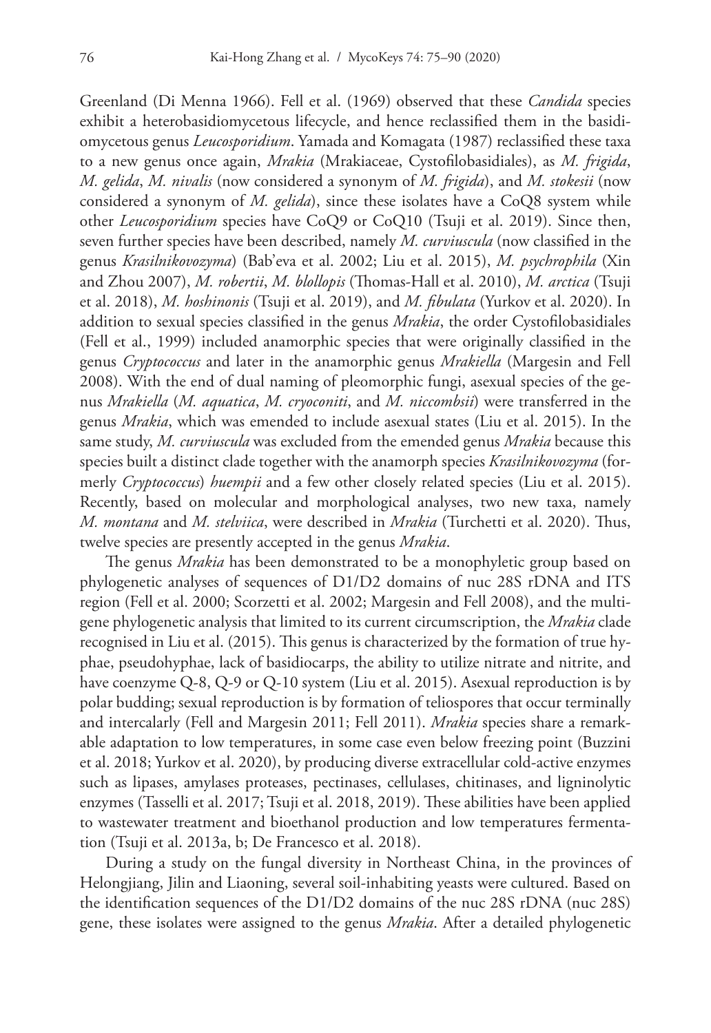Greenland (Di Menna 1966). Fell et al. (1969) observed that these *Candida* species exhibit a heterobasidiomycetous lifecycle, and hence reclassified them in the basidiomycetous genus *Leucosporidium*. Yamada and Komagata (1987) reclassified these taxa to a new genus once again, *Mrakia* (Mrakiaceae, Cystofilobasidiales), as *M. frigida*, *M. gelida*, *M. nivalis* (now considered a synonym of *M. frigida*), and *M. stokesii* (now considered a synonym of *M. gelida*), since these isolates have a CoQ8 system while other *Leucosporidium* species have CoQ9 or CoQ10 (Tsuji et al. 2019). Since then, seven further species have been described, namely *M. curviuscula* (now classified in the genus *Krasilnikovozyma*) (Bab'eva et al. 2002; Liu et al. 2015), *M. psychrophila* (Xin and Zhou 2007), *M. robertii*, *M. blollopis* (Thomas-Hall et al. 2010), *M. arctica* (Tsuji et al. 2018), *M. hoshinonis* (Tsuji et al. 2019), and *M. fibulata* (Yurkov et al. 2020). In addition to sexual species classified in the genus *Mrakia*, the order Cystofilobasidiales (Fell et al., 1999) included anamorphic species that were originally classified in the genus *Cryptococcus* and later in the anamorphic genus *Mrakiella* (Margesin and Fell 2008). With the end of dual naming of pleomorphic fungi, asexual species of the genus *Mrakiella* (*M. aquatica*, *M. cryoconiti*, and *M. niccombsii*) were transferred in the genus *Mrakia*, which was emended to include asexual states (Liu et al. 2015). In the same study, *M. curviuscula* was excluded from the emended genus *Mrakia* because this species built a distinct clade together with the anamorph species *Krasilnikovozyma* (formerly *Cryptococcus*) *huempii* and a few other closely related species (Liu et al. 2015). Recently, based on molecular and morphological analyses, two new taxa, namely *M. montana* and *M. stelviica*, were described in *Mrakia* (Turchetti et al. 2020). Thus, twelve species are presently accepted in the genus *Mrakia*.

The genus *Mrakia* has been demonstrated to be a monophyletic group based on phylogenetic analyses of sequences of D1/D2 domains of nuc 28S rDNA and ITS region (Fell et al. 2000; Scorzetti et al. 2002; Margesin and Fell 2008), and the multigene phylogenetic analysis that limited to its current circumscription, the *Mrakia* clade recognised in Liu et al. (2015). This genus is characterized by the formation of true hyphae, pseudohyphae, lack of basidiocarps, the ability to utilize nitrate and nitrite, and have coenzyme Q-8, Q-9 or Q-10 system (Liu et al. 2015). Asexual reproduction is by polar budding; sexual reproduction is by formation of teliospores that occur terminally and intercalarly (Fell and Margesin 2011; Fell 2011). *Mrakia* species share a remarkable adaptation to low temperatures, in some case even below freezing point (Buzzini et al. 2018; Yurkov et al. 2020), by producing diverse extracellular cold-active enzymes such as lipases, amylases proteases, pectinases, cellulases, chitinases, and ligninolytic enzymes (Tasselli et al. 2017; Tsuji et al. 2018, 2019). These abilities have been applied to wastewater treatment and bioethanol production and low temperatures fermentation (Tsuji et al. 2013a, b; De Francesco et al. 2018).

During a study on the fungal diversity in Northeast China, in the provinces of Helongjiang, Jilin and Liaoning, several soil-inhabiting yeasts were cultured. Based on the identification sequences of the D1/D2 domains of the nuc 28S rDNA (nuc 28S) gene, these isolates were assigned to the genus *Mrakia*. After a detailed phylogenetic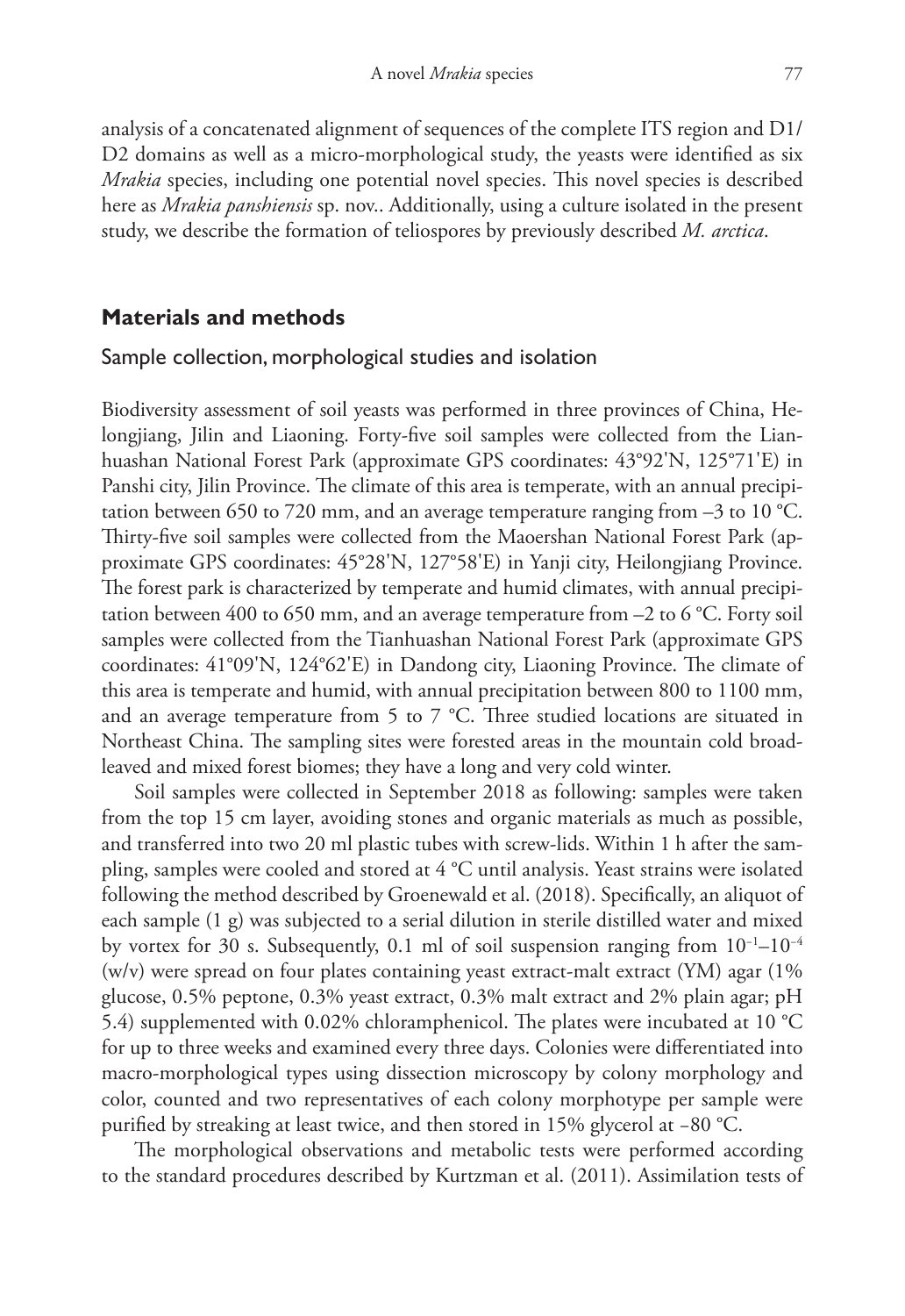analysis of a concatenated alignment of sequences of the complete ITS region and D1/D2 domains as well as a micro-morphological study, the yeasts were identified as six *Mrakia* species, including one potential novel species. This novel species is described here as *Mrakia panshiensis* sp. nov.. Additionally, using a culture isolated in the present study, we describe the formation of teliospores by previously described *M. arctica*.

## Materials and methods

### Sample collection, morphological studies and isolation

Biodiversity assessment of soil yeasts was performed in three provinces of China, Helongjiang, Jilin and Liaoning. Forty-five soil samples were collected from the Lianhuashan National Forest Park (approximate GPS coordinates: 43°92'N, 125°71'E) in Panshi city, Jilin Province. The climate of this area is temperate, with an annual precipitation between 650 to 720 mm, and an average temperature ranging from –3 to 10 °C. Thirty-five soil samples were collected from the Maoershan National Forest Park (approximate GPS coordinates: 45°28'N, 127°58'E) in Yanji city, Heilongjiang Province. The forest park is characterized by temperate and humid climates, with annual precipitation between 400 to 650 mm, and an average temperature from –2 to 6 °C. Forty soil samples were collected from the Tianhuashan National Forest Park (approximate GPS coordinates: 41°09'N, 124°62'E) in Dandong city, Liaoning Province. The climate of this area is temperate and humid, with annual precipitation between 800 to 1100 mm, and an average temperature from 5 to 7 °C. Three studied locations are situated in Northeast China. The sampling sites were forested areas in the mountain cold broad-leaved and mixed forest biomes; they have a long and very cold winter.

Soil samples were collected in September 2018 as following: samples were taken from the top 15 cm layer, avoiding stones and organic materials as much as possible, and transferred into two 20 ml plastic tubes with screw-lids. Within 1 h after the sampling, samples were cooled and stored at 4 °C until analysis. Yeast strains were isolated following the method described by Groenewald et al. (2018). Specifically, an aliquot of each sample (1 g) was subjected to a serial dilution in sterile distilled water and mixed by vortex for 30 s. Subsequently, 0.1 ml of soil suspension ranging from $10^{-1}$–$10^{-4}$ (w/v) were spread on four plates containing yeast extract-malt extract (YM) agar (1% glucose, 0.5% peptone, 0.3% yeast extract, 0.3% malt extract and 2% plain agar; pH 5.4) supplemented with 0.02% chloramphenicol. The plates were incubated at 10 °C for up to three weeks and examined every three days. Colonies were differentiated into macro-morphological types using dissection microscopy by colony morphology and color, counted and two representatives of each colony morphotype per sample were purified by streaking at least twice, and then stored in 15% glycerol at –80 °C.

The morphological observations and metabolic tests were performed according to the standard procedures described by Kurtzman et al. (2011). Assimilation tests of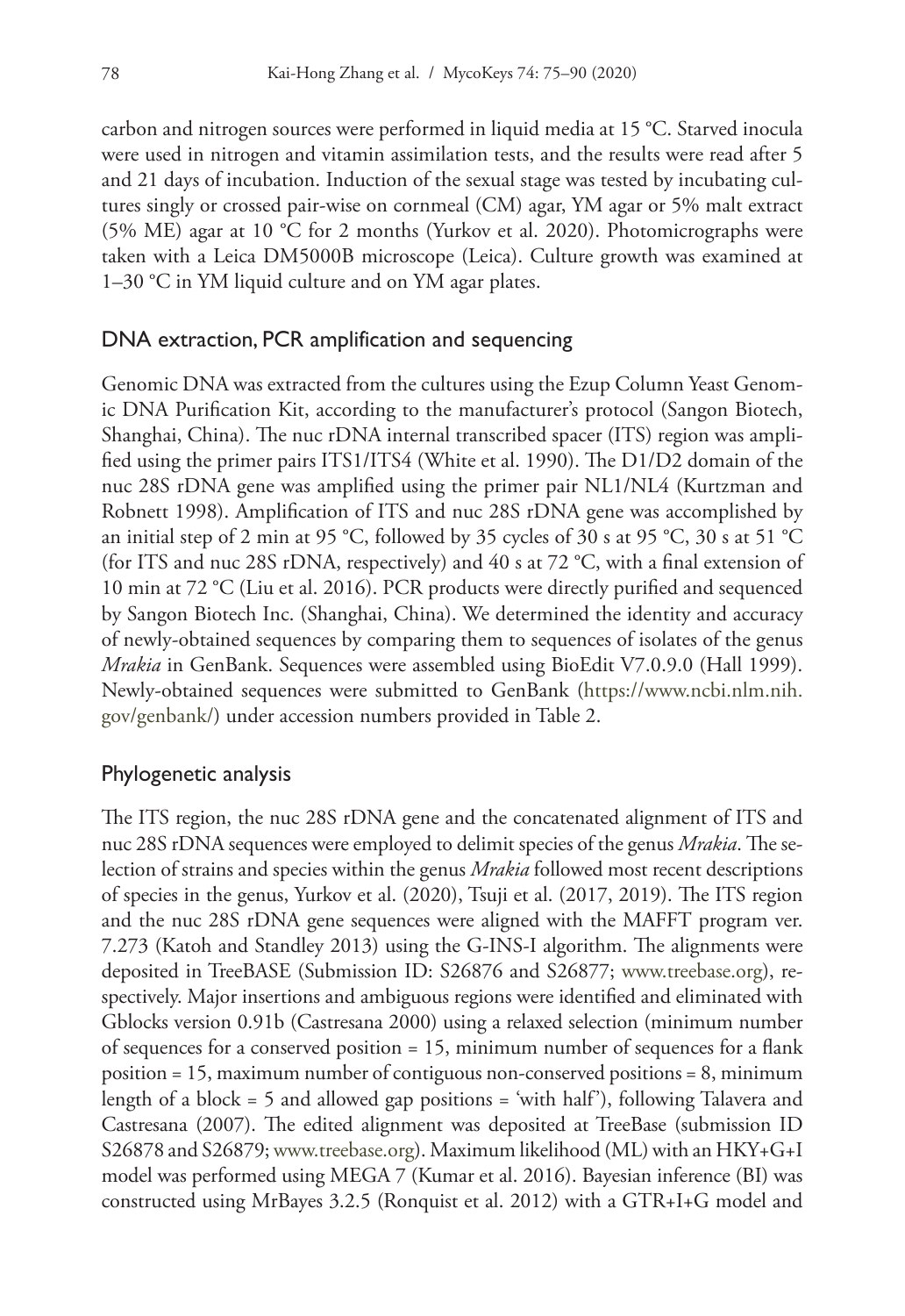carbon and nitrogen sources were performed in liquid media at 15 °C. Starved inocula were used in nitrogen and vitamin assimilation tests, and the results were read after 5 and 21 days of incubation. Induction of the sexual stage was tested by incubating cultures singly or crossed pair-wise on cornmeal (CM) agar, YM agar or 5% malt extract (5% ME) agar at 10 °C for 2 months (Yurkov et al. 2020). Photomicrographs were taken with a Leica DM5000B microscope (Leica). Culture growth was examined at 1–30 °C in YM liquid culture and on YM agar plates.

## DNA extraction, PCR amplification and sequencing

Genomic DNA was extracted from the cultures using the Ezup Column Yeast Genomic DNA Purification Kit, according to the manufacturer's protocol (Sangon Biotech, Shanghai, China). The nuc rDNA internal transcribed spacer (ITS) region was amplified using the primer pairs ITS1/ITS4 (White et al. 1990). The D1/D2 domain of the nuc 28S rDNA gene was amplified using the primer pair NL1/NL4 (Kurtzman and Robnett 1998). Amplification of ITS and nuc 28S rDNA gene was accomplished by an initial step of 2 min at 95 °C, followed by 35 cycles of 30 s at 95 °C, 30 s at 51 °C (for ITS and nuc 28S rDNA, respectively) and 40 s at 72 °C, with a final extension of 10 min at 72 °C (Liu et al. 2016). PCR products were directly purified and sequenced by Sangon Biotech Inc. (Shanghai, China). We determined the identity and accuracy of newly-obtained sequences by comparing them to sequences of isolates of the genus *Mrakia* in GenBank. Sequences were assembled using BioEdit V7.0.9.0 (Hall 1999). Newly-obtained sequences were submitted to GenBank (https://www.ncbi.nlm.nih.gov/genbank/) under accession numbers provided in Table 2.

## Phylogenetic analysis

The ITS region, the nuc 28S rDNA gene and the concatenated alignment of ITS and nuc 28S rDNA sequences were employed to delimit species of the genus *Mrakia*. The selection of strains and species within the genus *Mrakia* followed most recent descriptions of species in the genus, Yurkov et al. (2020), Tsuji et al. (2017, 2019). The ITS region and the nuc 28S rDNA gene sequences were aligned with the MAFFT program ver. 7.273 (Katoh and Standley 2013) using the G-INS-I algorithm. The alignments were deposited in TreeBASE (Submission ID: S26876 and S26877; www.treebase.org), respectively. Major insertions and ambiguous regions were identified and eliminated with Gblocks version 0.91b (Castresana 2000) using a relaxed selection (minimum number of sequences for a conserved position = 15, minimum number of sequences for a flank position = 15, maximum number of contiguous non-conserved positions = 8, minimum length of a block = 5 and allowed gap positions = 'with half'), following Talavera and Castresana (2007). The edited alignment was deposited at TreeBase (submission ID S26878 and S26879; www.treebase.org). Maximum likelihood (ML) with an HKY+G+I model was performed using MEGA 7 (Kumar et al. 2016). Bayesian inference (BI) was constructed using MrBayes 3.2.5 (Ronquist et al. 2012) with a GTR+I+G model and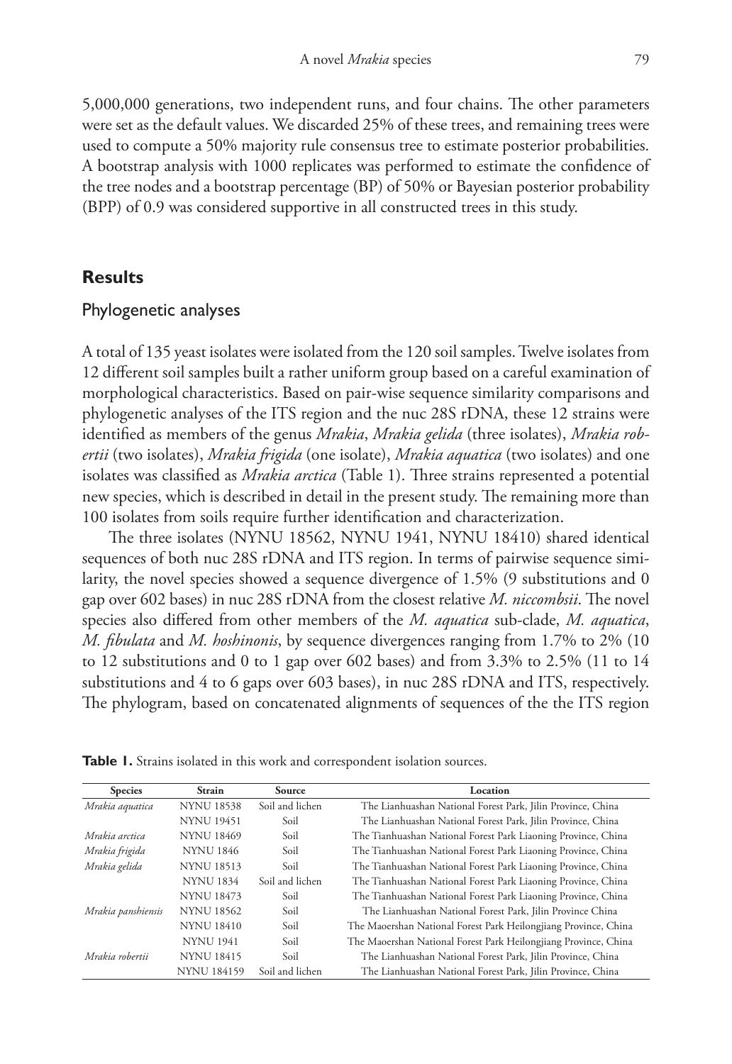5,000,000 generations, two independent runs, and four chains. The other parameters were set as the default values. We discarded 25% of these trees, and remaining trees were used to compute a 50% majority rule consensus tree to estimate posterior probabilities. A bootstrap analysis with 1000 replicates was performed to estimate the confidence of the tree nodes and a bootstrap percentage (BP) of 50% or Bayesian posterior probability (BPP) of 0.9 was considered supportive in all constructed trees in this study.

## Results

### Phylogenetic analyses

A total of 135 yeast isolates were isolated from the 120 soil samples. Twelve isolates from 12 different soil samples built a rather uniform group based on a careful examination of morphological characteristics. Based on pair-wise sequence similarity comparisons and phylogenetic analyses of the ITS region and the nuc 28S rDNA, these 12 strains were identified as members of the genus *Mrakia*, *Mrakia gelida* (three isolates), *Mrakia robertii* (two isolates), *Mrakia frigida* (one isolate), *Mrakia aquatica* (two isolates) and one isolates was classified as *Mrakia arctica* (Table 1). Three strains represented a potential new species, which is described in detail in the present study. The remaining more than 100 isolates from soils require further identification and characterization.

The three isolates (NYNU 18562, NYNU 1941, NYNU 18410) shared identical sequences of both nuc 28S rDNA and ITS region. In terms of pairwise sequence similarity, the novel species showed a sequence divergence of 1.5% (9 substitutions and 0 gap over 602 bases) in nuc 28S rDNA from the closest relative *M. niccombsii*. The novel species also differed from other members of the *M. aquatica* sub-clade, *M. aquatica*, *M. fibulata* and *M. hoshinonis*, by sequence divergences ranging from 1.7% to 2% (10 to 12 substitutions and 0 to 1 gap over 602 bases) and from 3.3% to 2.5% (11 to 14 substitutions and 4 to 6 gaps over 603 bases), in nuc 28S rDNA and ITS, respectively. The phylogram, based on concatenated alignments of sequences of the the ITS region

**Table 1.** Strains isolated in this work and correspondent isolation sources.

| Species | Strain | Source | Location |
|---|---|---|---|
| *Mrakia aquatica* | NYNU 18538 | Soil and lichen | The Lianhuashan National Forest Park, Jilin Province, China |
| | NYNU 19451 | Soil | The Lianhuashan National Forest Park, Jilin Province, China |
| *Mrakia arctica* | NYNU 18469 | Soil | The Tianhuashan National Forest Park Liaoning Province, China |
| *Mrakia frigida* | NYNU 1846 | Soil | The Tianhuashan National Forest Park Liaoning Province, China |
| *Mrakia gelida* | NYNU 18513 | Soil | The Tianhuashan National Forest Park Liaoning Province, China |
| | NYNU 1834 | Soil and lichen | The Tianhuashan National Forest Park Liaoning Province, China |
| | NYNU 18473 | Soil | The Tianhuashan National Forest Park Liaoning Province, China |
| *Mrakia panshiensis* | NYNU 18562 | Soil | The Lianhuashan National Forest Park, Jilin Province China |
| | NYNU 18410 | Soil | The Maoershan National Forest Park Heilongjiang Province, China |
| | NYNU 1941 | Soil | The Maoershan National Forest Park Heilongjiang Province, China |
| *Mrakia robertii* | NYNU 18415 | Soil | The Lianhuashan National Forest Park, Jilin Province, China |
| | NYNU 184159 | Soil and lichen | The Lianhuashan National Forest Park, Jilin Province, China |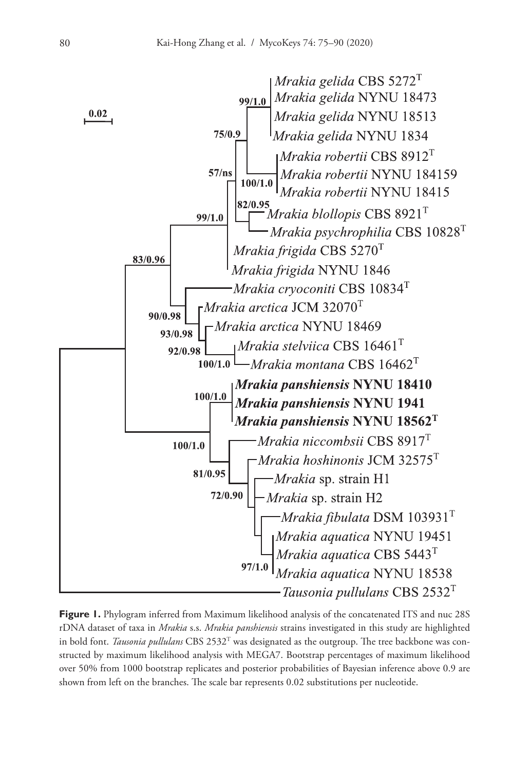**Figure 1.** Phylogram inferred from Maximum likelihood analysis of the concatenated ITS and nuc 28S rDNA dataset of taxa in *Mrakia* s.s. *Mrakia panshiensis* strains investigated in this study are highlighted in bold font. *Tausonia pullulans* CBS 2532[T] was designated as the outgroup. The tree backbone was constructed by maximum likelihood analysis with MEGA7. Bootstrap percentages of maximum likelihood over 50% from 1000 bootstrap replicates and posterior probabilities of Bayesian inference above 0.9 are shown from left on the branches. The scale bar represents 0.02 substitutions per nucleotide.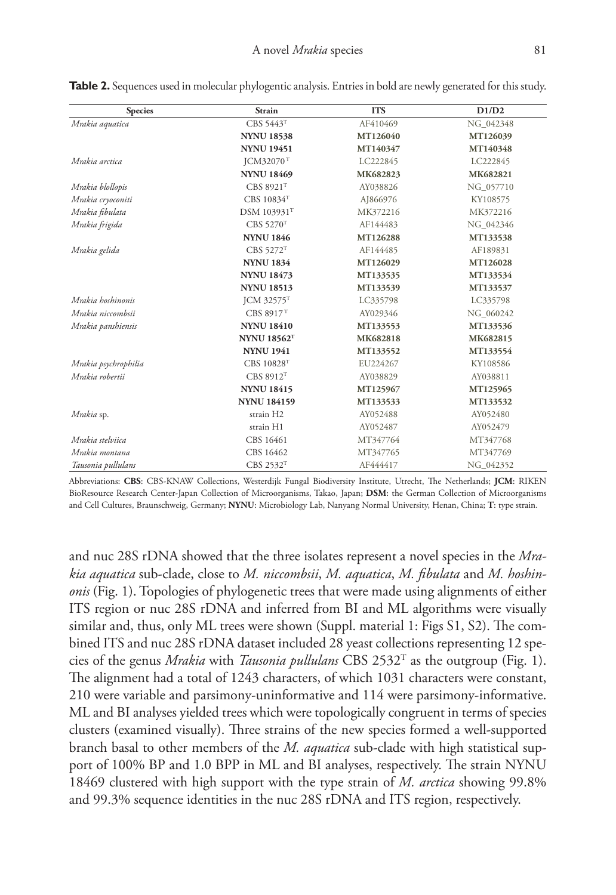**Table 2.** Sequences used in molecular phylogentic analysis. Entries in bold are newly generated for this study.

| Species | Strain | ITS | D1/D2 |
|---|---|---|---|
| *Mrakia aquatica* | CBS 5443$^{T}$ | AF410469 | NG_042348 |
| | **NYNU 18538** | **MT126040** | **MT126039** |
| | **NYNU 19451** | **MT140347** | **MT140348** |
| *Mrakia arctica* | JCM32070$^{T}$ | LC222845 | LC222845 |
| | **NYNU 18469** | **MK682823** | **MK682821** |
| *Mrakia blollopis* | CBS 8921$^{T}$ | AY038826 | NG_057710 |
| *Mrakia cryoconiti* | CBS 10834$^{T}$ | AJ866976 | KY108575 |
| *Mrakia fibulata* | DSM 103931$^{T}$ | MK372216 | MK372216 |
| *Mrakia frigida* | CBS 5270$^{T}$ | AF144483 | NG_042346 |
| | **NYNU 1846** | **MT126288** | **MT133538** |
| *Mrakia gelida* | CBS 5272$^{T}$ | AF144485 | AF189831 |
| | **NYNU 1834** | **MT126029** | **MT126028** |
| | **NYNU 18473** | **MT133535** | **MT133534** |
| | **NYNU 18513** | **MT133539** | **MT133537** |
| *Mrakia hoshinonis* | JCM 32575$^{T}$ | LC335798 | LC335798 |
| *Mrakia niccombsii* | CBS 8917$^{T}$ | AY029346 | NG_060242 |
| *Mrakia panshiensis* | **NYNU 18410** | **MT133553** | **MT133536** |
| | **NYNU 18562$^{T}$** | **MK682818** | **MK682815** |
| | **NYNU 1941** | **MT133552** | **MT133554** |
| *Mrakia psychrophilia* | CBS 10828$^{T}$ | EU224267 | KY108586 |
| *Mrakia robertii* | CBS 8912$^{T}$ | AY038829 | AY038811 |
| | **NYNU 18415** | **MT125967** | **MT125965** |
| | **NYNU 184159** | **MT133533** | **MT133532** |
| *Mrakia* sp. | strain H2 | AY052488 | AY052480 |
| | strain H1 | AY052487 | AY052479 |
| *Mrakia stelviica* | CBS 16461 | MT347764 | MT347768 |
| *Mrakia montana* | CBS 16462 | MT347765 | MT347769 |
| *Tausonia pullulans* | CBS 2532$^{T}$ | AF444417 | NG_042352 |

Abbreviations: **CBS**: CBS-KNAW Collections, Westerdijk Fungal Biodiversity Institute, Utrecht, The Netherlands; **JCM**: RIKEN BioResource Research Center-Japan Collection of Microorganisms, Takao, Japan; **DSM**: the German Collection of Microorganisms and Cell Cultures, Braunschweig, Germany; **NYNU**: Microbiology Lab, Nanyang Normal University, Henan, China; **T**: type strain.

and nuc 28S rDNA showed that the three isolates represent a novel species in the *Mrakia aquatica* sub-clade, close to *M. niccombsii*, *M. aquatica*, *M. fibulata* and *M. hoshinonis* (Fig. 1). Topologies of phylogenetic trees that were made using alignments of either ITS region or nuc 28S rDNA and inferred from BI and ML algorithms were visually similar and, thus, only ML trees were shown (Suppl. material 1: Figs S1, S2). The combined ITS and nuc 28S rDNA dataset included 28 yeast collections representing 12 species of the genus *Mrakia* with *Tausonia pullulans* CBS 2532$^{T}$ as the outgroup (Fig. 1). The alignment had a total of 1243 characters, of which 1031 characters were constant, 210 were variable and parsimony-uninformative and 114 were parsimony-informative. ML and BI analyses yielded trees which were topologically congruent in terms of species clusters (examined visually). Three strains of the new species formed a well-supported branch basal to other members of the *M. aquatica* sub-clade with high statistical support of 100% BP and 1.0 BPP in ML and BI analyses, respectively. The strain NYNU 18469 clustered with high support with the type strain of *M. arctica* showing 99.8% and 99.3% sequence identities in the nuc 28S rDNA and ITS region, respectively.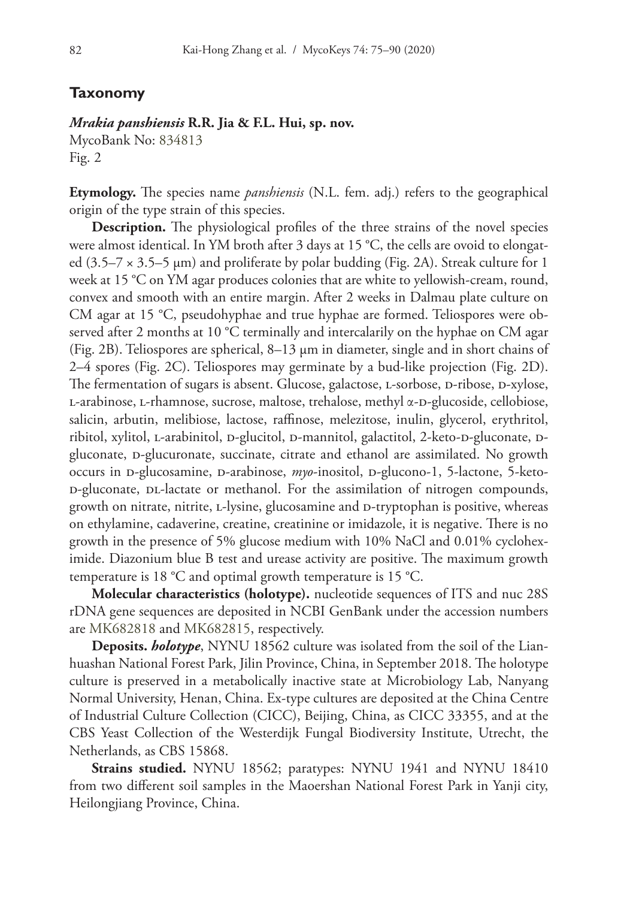## Taxonomy

***Mrakia panshiensis*** **R.R. Jia & F.L. Hui, sp. nov.**
MycoBank No: 834813
Fig. 2

**Etymology.** The species name *panshiensis* (N.L. fem. adj.) refers to the geographical origin of the type strain of this species.

**Description.** The physiological profiles of the three strains of the novel species were almost identical. In YM broth after 3 days at 15 °C, the cells are ovoid to elongated (3.5–7 × 3.5–5 μm) and proliferate by polar budding (Fig. 2A). Streak culture for 1 week at 15 °C on YM agar produces colonies that are white to yellowish-cream, round, convex and smooth with an entire margin. After 2 weeks in Dalmau plate culture on CM agar at 15 °C, pseudohyphae and true hyphae are formed. Teliospores were observed after 2 months at 10 °C terminally and intercalarily on the hyphae on CM agar (Fig. 2B). Teliospores are spherical, 8–13 μm in diameter, single and in short chains of 2–4 spores (Fig. 2C). Teliospores may germinate by a bud-like projection (Fig. 2D). The fermentation of sugars is absent. Glucose, galactose, L-sorbose, D-ribose, D-xylose, L-arabinose, L-rhamnose, sucrose, maltose, trehalose, methyl α-D-glucoside, cellobiose, salicin, arbutin, melibiose, lactose, raffinose, melezitose, inulin, glycerol, erythritol, ribitol, xylitol, L-arabinitol, D-glucitol, D-mannitol, galactitol, 2-keto-D-gluconate, D-gluconate, D-glucuronate, succinate, citrate and ethanol are assimilated. No growth occurs in D-glucosamine, D-arabinose, *myo*-inositol, D-glucono-1, 5-lactone, 5-keto-D-gluconate, DL-lactate or methanol. For the assimilation of nitrogen compounds, growth on nitrate, nitrite, L-lysine, glucosamine and D-tryptophan is positive, whereas on ethylamine, cadaverine, creatine, creatinine or imidazole, it is negative. There is no growth in the presence of 5% glucose medium with 10% NaCl and 0.01% cycloheximide. Diazonium blue B test and urease activity are positive. The maximum growth temperature is 18 °C and optimal growth temperature is 15 °C.

**Molecular characteristics (holotype).** nucleotide sequences of ITS and nuc 28S rDNA gene sequences are deposited in NCBI GenBank under the accession numbers are MK682818 and MK682815, respectively.

**Deposits.** ***holotype***, NYNU 18562 culture was isolated from the soil of the Lianhuashan National Forest Park, Jilin Province, China, in September 2018. The holotype culture is preserved in a metabolically inactive state at Microbiology Lab, Nanyang Normal University, Henan, China. Ex-type cultures are deposited at the China Centre of Industrial Culture Collection (CICC), Beijing, China, as CICC 33355, and at the CBS Yeast Collection of the Westerdijk Fungal Biodiversity Institute, Utrecht, the Netherlands, as CBS 15868.

**Strains studied.** NYNU 18562; paratypes: NYNU 1941 and NYNU 18410 from two different soil samples in the Maoershan National Forest Park in Yanji city, Heilongjiang Province, China.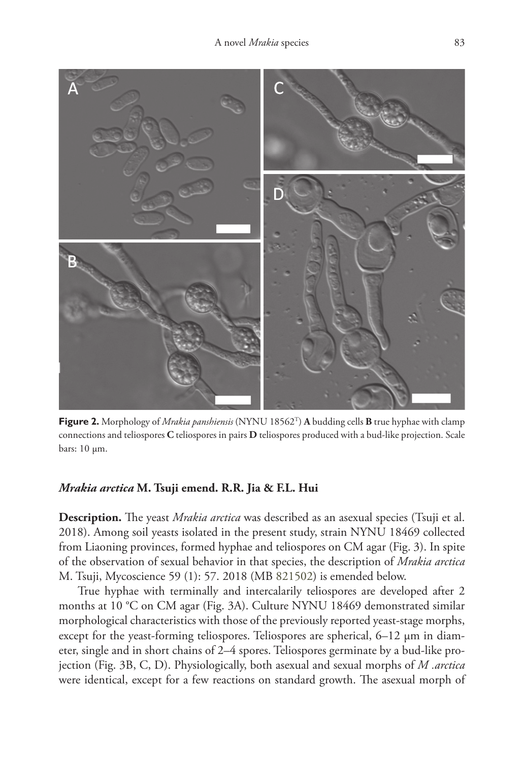**Figure 2.** Morphology of *Mrakia panshiensis* (NYNU 18562[T]) **A** budding cells **B** true hyphae with clamp connections and teliospores **C** teliospores in pairs **D** teliospores produced with a bud-like projection. Scale bars: 10 µm.

### *Mrakia arctica* M. Tsuji emend. R.R. Jia & F.L. Hui

**Description.** The yeast *Mrakia arctica* was described as an asexual species (Tsuji et al. 2018). Among soil yeasts isolated in the present study, strain NYNU 18469 collected from Liaoning provinces, formed hyphae and teliospores on CM agar (Fig. 3). In spite of the observation of sexual behavior in that species, the description of *Mrakia arctica* M. Tsuji, Mycoscience 59 (1): 57. 2018 (MB 821502) is emended below.

True hyphae with terminally and intercalarily teliospores are developed after 2 months at 10 °C on CM agar (Fig. 3A). Culture NYNU 18469 demonstrated similar morphological characteristics with those of the previously reported yeast-stage morphs, except for the yeast-forming teliospores. Teliospores are spherical, 6–12 µm in diameter, single and in short chains of 2–4 spores. Teliospores germinate by a bud-like projection (Fig. 3B, C, D). Physiologically, both asexual and sexual morphs of *M .arctica* were identical, except for a few reactions on standard growth. The asexual morph of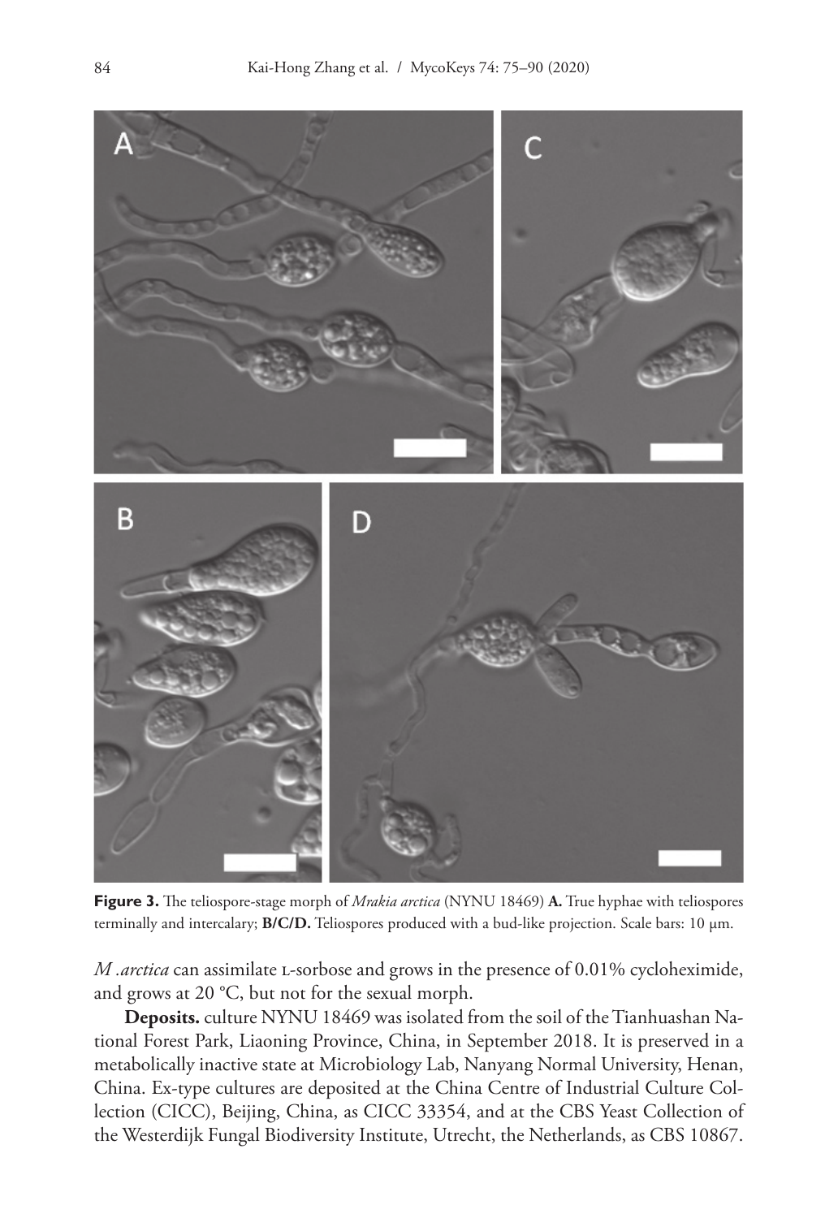**Figure 3.** The teliospore-stage morph of *Mrakia arctica* (NYNU 18469) **A.** True hyphae with teliospores terminally and intercalary; **B/C/D.** Teliospores produced with a bud-like projection. Scale bars: 10 µm.

*M .arctica* can assimilate L-sorbose and grows in the presence of 0.01% cycloheximide, and grows at 20 °C, but not for the sexual morph.

**Deposits.** culture NYNU 18469 was isolated from the soil of the Tianhuashan National Forest Park, Liaoning Province, China, in September 2018. It is preserved in a metabolically inactive state at Microbiology Lab, Nanyang Normal University, Henan, China. Ex-type cultures are deposited at the China Centre of Industrial Culture Collection (CICC), Beijing, China, as CICC 33354, and at the CBS Yeast Collection of the Westerdijk Fungal Biodiversity Institute, Utrecht, the Netherlands, as CBS 10867.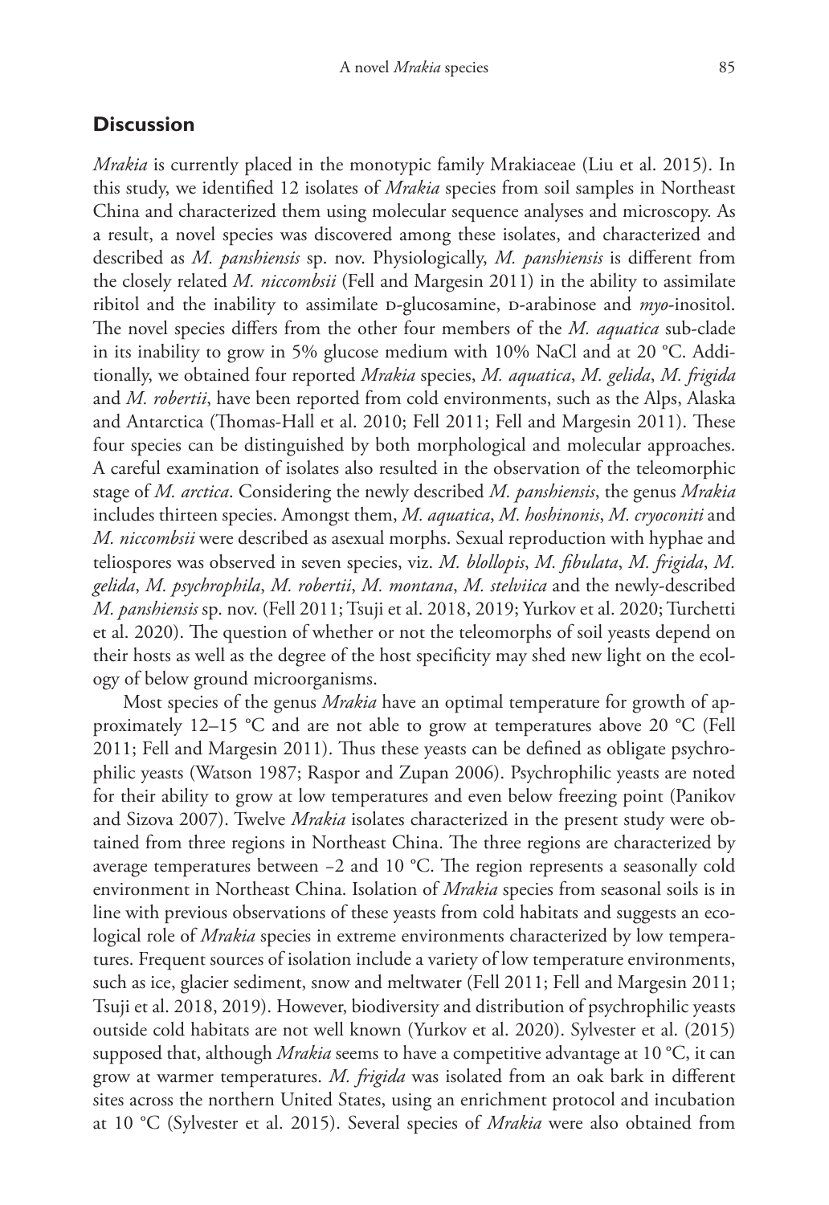## Discussion

*Mrakia* is currently placed in the monotypic family Mrakiaceae (Liu et al. 2015). In this study, we identified 12 isolates of *Mrakia* species from soil samples in Northeast China and characterized them using molecular sequence analyses and microscopy. As a result, a novel species was discovered among these isolates, and characterized and described as *M. panshiensis* sp. nov. Physiologically, *M. panshiensis* is different from the closely related *M. niccombsii* (Fell and Margesin 2011) in the ability to assimilate ribitol and the inability to assimilate D-glucosamine, D-arabinose and *myo*-inositol. The novel species differs from the other four members of the *M. aquatica* sub-clade in its inability to grow in 5% glucose medium with 10% NaCl and at 20 °C. Additionally, we obtained four reported *Mrakia* species, *M. aquatica*, *M. gelida*, *M. frigida* and *M. robertii*, have been reported from cold environments, such as the Alps, Alaska and Antarctica (Thomas-Hall et al. 2010; Fell 2011; Fell and Margesin 2011). These four species can be distinguished by both morphological and molecular approaches. A careful examination of isolates also resulted in the observation of the teleomorphic stage of *M. arctica*. Considering the newly described *M. panshiensis*, the genus *Mrakia* includes thirteen species. Amongst them, *M. aquatica*, *M. hoshinonis*, *M. cryoconiti* and *M. niccombsii* were described as asexual morphs. Sexual reproduction with hyphae and teliospores was observed in seven species, viz. *M. blollopis*, *M. fibulata*, *M. frigida*, *M. gelida*, *M. psychrophila*, *M. robertii*, *M. montana*, *M. stelviica* and the newly-described *M. panshiensis* sp. nov. (Fell 2011; Tsuji et al. 2018, 2019; Yurkov et al. 2020; Turchetti et al. 2020). The question of whether or not the teleomorphs of soil yeasts depend on their hosts as well as the degree of the host specificity may shed new light on the ecology of below ground microorganisms.

Most species of the genus *Mrakia* have an optimal temperature for growth of approximately 12–15 °C and are not able to grow at temperatures above 20 °C (Fell 2011; Fell and Margesin 2011). Thus these yeasts can be defined as obligate psychrophilic yeasts (Watson 1987; Raspor and Zupan 2006). Psychrophilic yeasts are noted for their ability to grow at low temperatures and even below freezing point (Panikov and Sizova 2007). Twelve *Mrakia* isolates characterized in the present study were obtained from three regions in Northeast China. The three regions are characterized by average temperatures between −2 and 10 °C. The region represents a seasonally cold environment in Northeast China. Isolation of *Mrakia* species from seasonal soils is in line with previous observations of these yeasts from cold habitats and suggests an ecological role of *Mrakia* species in extreme environments characterized by low temperatures. Frequent sources of isolation include a variety of low temperature environments, such as ice, glacier sediment, snow and meltwater (Fell 2011; Fell and Margesin 2011; Tsuji et al. 2018, 2019). However, biodiversity and distribution of psychrophilic yeasts outside cold habitats are not well known (Yurkov et al. 2020). Sylvester et al. (2015) supposed that, although *Mrakia* seems to have a competitive advantage at 10 °C, it can grow at warmer temperatures. *M. frigida* was isolated from an oak bark in different sites across the northern United States, using an enrichment protocol and incubation at 10 °C (Sylvester et al. 2015). Several species of *Mrakia* were also obtained from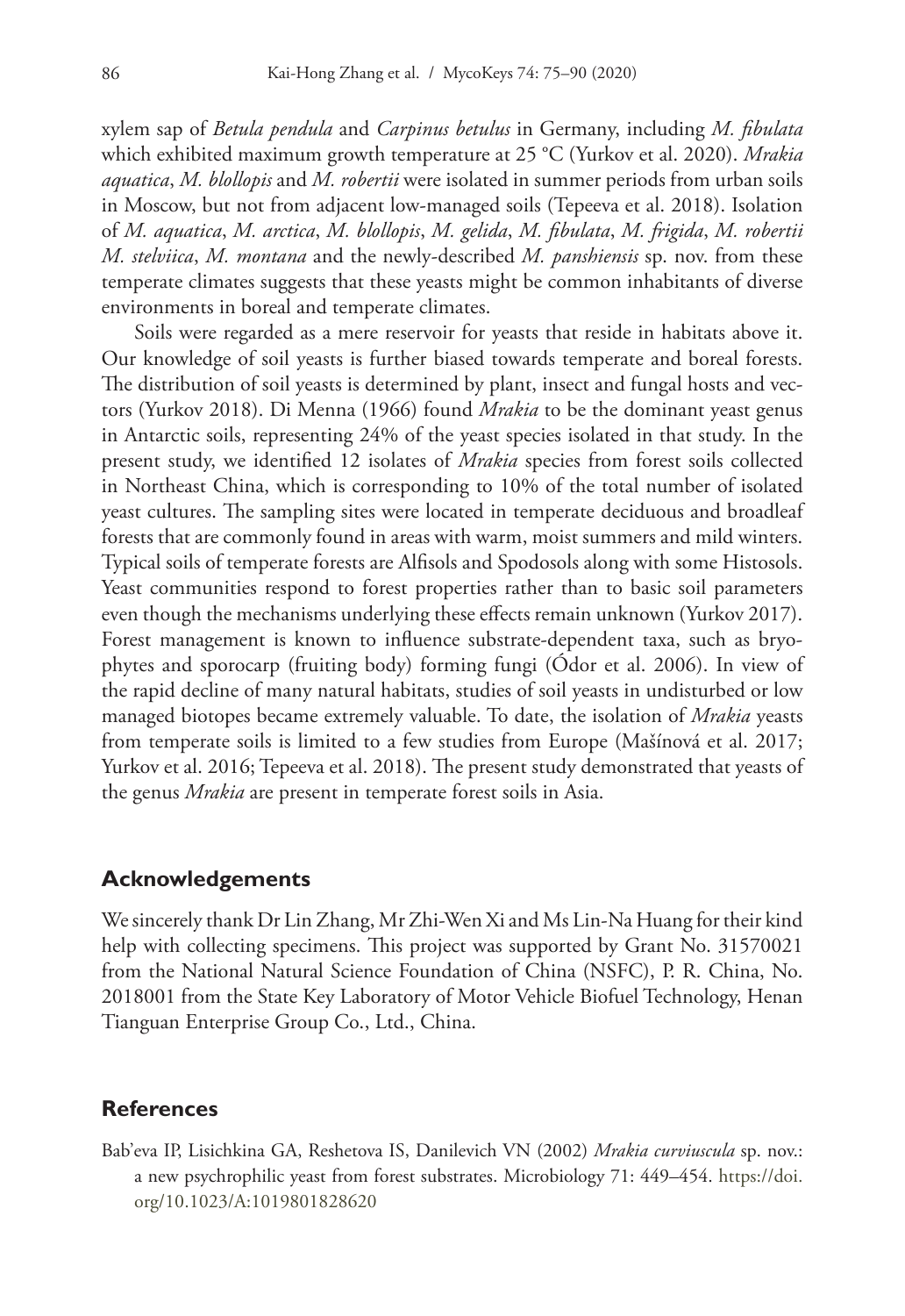xylem sap of *Betula pendula* and *Carpinus betulus* in Germany, including *M. fibulata* which exhibited maximum growth temperature at 25 °C (Yurkov et al. 2020). *Mrakia aquatica*, *M. blollopis* and *M. robertii* were isolated in summer periods from urban soils in Moscow, but not from adjacent low-managed soils (Tepeeva et al. 2018). Isolation of *M. aquatica*, *M. arctica*, *M. blollopis*, *M. gelida*, *M. fibulata*, *M. frigida*, *M. robertii M. stelviica*, *M. montana* and the newly-described *M. panshiensis* sp. nov. from these temperate climates suggests that these yeasts might be common inhabitants of diverse environments in boreal and temperate climates.

Soils were regarded as a mere reservoir for yeasts that reside in habitats above it. Our knowledge of soil yeasts is further biased towards temperate and boreal forests. The distribution of soil yeasts is determined by plant, insect and fungal hosts and vectors (Yurkov 2018). Di Menna (1966) found *Mrakia* to be the dominant yeast genus in Antarctic soils, representing 24% of the yeast species isolated in that study. In the present study, we identified 12 isolates of *Mrakia* species from forest soils collected in Northeast China, which is corresponding to 10% of the total number of isolated yeast cultures. The sampling sites were located in temperate deciduous and broadleaf forests that are commonly found in areas with warm, moist summers and mild winters. Typical soils of temperate forests are Alfisols and Spodosols along with some Histosols. Yeast communities respond to forest properties rather than to basic soil parameters even though the mechanisms underlying these effects remain unknown (Yurkov 2017). Forest management is known to influence substrate-dependent taxa, such as bryophytes and sporocarp (fruiting body) forming fungi (Ódor et al. 2006). In view of the rapid decline of many natural habitats, studies of soil yeasts in undisturbed or low managed biotopes became extremely valuable. To date, the isolation of *Mrakia* yeasts from temperate soils is limited to a few studies from Europe (Mašínová et al. 2017; Yurkov et al. 2016; Tepeeva et al. 2018). The present study demonstrated that yeasts of the genus *Mrakia* are present in temperate forest soils in Asia.

## Acknowledgements

We sincerely thank Dr Lin Zhang, Mr Zhi-Wen Xi and Ms Lin-Na Huang for their kind help with collecting specimens. This project was supported by Grant No. 31570021 from the National Natural Science Foundation of China (NSFC), P. R. China, No. 2018001 from the State Key Laboratory of Motor Vehicle Biofuel Technology, Henan Tianguan Enterprise Group Co., Ltd., China.

## References

Bab'eva IP, Lisichkina GA, Reshetova IS, Danilevich VN (2002) *Mrakia curviuscula* sp. nov.: a new psychrophilic yeast from forest substrates. Microbiology 71: 449–454. https://doi.org/10.1023/A:1019801828620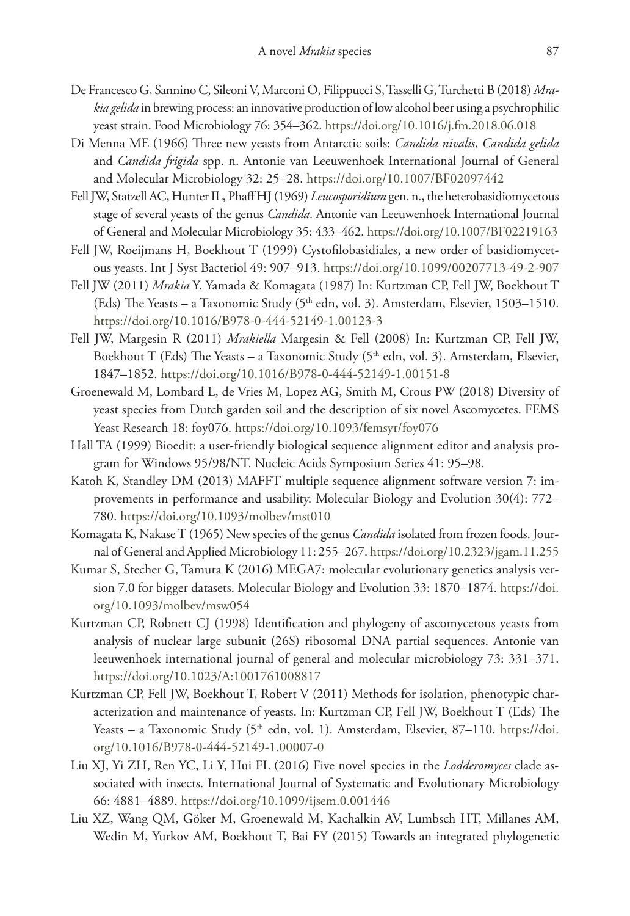De Francesco G, Sannino C, Sileoni V, Marconi O, Filippucci S, Tasselli G, Turchetti B (2018) *Mrakia gelida* in brewing process: an innovative production of low alcohol beer using a psychrophilic yeast strain. Food Microbiology 76: 354–362. https://doi.org/10.1016/j.fm.2018.06.018

Di Menna ME (1966) Three new yeasts from Antarctic soils: *Candida nivalis*, *Candida gelida* and *Candida frigida* spp. n. Antonie van Leeuwenhoek International Journal of General and Molecular Microbiology 32: 25–28. https://doi.org/10.1007/BF02097442

Fell JW, Statzell AC, Hunter IL, Phaff HJ (1969) *Leucosporidium* gen. n., the heterobasidiomycetous stage of several yeasts of the genus *Candida*. Antonie van Leeuwenhoek International Journal of General and Molecular Microbiology 35: 433–462. https://doi.org/10.1007/BF02219163

Fell JW, Roeijmans H, Boekhout T (1999) Cystofilobasidiales, a new order of basidiomycetous yeasts. Int J Syst Bacteriol 49: 907–913. https://doi.org/10.1099/00207713-49-2-907

Fell JW (2011) *Mrakia* Y. Yamada & Komagata (1987) In: Kurtzman CP, Fell JW, Boekhout T (Eds) The Yeasts – a Taxonomic Study (5th edn, vol. 3). Amsterdam, Elsevier, 1503–1510. https://doi.org/10.1016/B978-0-444-52149-1.00123-3

Fell JW, Margesin R (2011) *Mrakiella* Margesin & Fell (2008) In: Kurtzman CP, Fell JW, Boekhout T (Eds) The Yeasts – a Taxonomic Study (5th edn, vol. 3). Amsterdam, Elsevier, 1847–1852. https://doi.org/10.1016/B978-0-444-52149-1.00151-8

Groenewald M, Lombard L, de Vries M, Lopez AG, Smith M, Crous PW (2018) Diversity of yeast species from Dutch garden soil and the description of six novel Ascomycetes. FEMS Yeast Research 18: foy076. https://doi.org/10.1093/femsyr/foy076

Hall TA (1999) Bioedit: a user-friendly biological sequence alignment editor and analysis program for Windows 95/98/NT. Nucleic Acids Symposium Series 41: 95–98.

Katoh K, Standley DM (2013) MAFFT multiple sequence alignment software version 7: improvements in performance and usability. Molecular Biology and Evolution 30(4): 772–780. https://doi.org/10.1093/molbev/mst010

Komagata K, Nakase T (1965) New species of the genus *Candida* isolated from frozen foods. Journal of General and Applied Microbiology 11: 255–267. https://doi.org/10.2323/jgam.11.255

Kumar S, Stecher G, Tamura K (2016) MEGA7: molecular evolutionary genetics analysis version 7.0 for bigger datasets. Molecular Biology and Evolution 33: 1870–1874. https://doi.org/10.1093/molbev/msw054

Kurtzman CP, Robnett CJ (1998) Identification and phylogeny of ascomycetous yeasts from analysis of nuclear large subunit (26S) ribosomal DNA partial sequences. Antonie van leeuwenhoek international journal of general and molecular microbiology 73: 331–371. https://doi.org/10.1023/A:1001761008817

Kurtzman CP, Fell JW, Boekhout T, Robert V (2011) Methods for isolation, phenotypic characterization and maintenance of yeasts. In: Kurtzman CP, Fell JW, Boekhout T (Eds) The Yeasts – a Taxonomic Study (5th edn, vol. 1). Amsterdam, Elsevier, 87–110. https://doi.org/10.1016/B978-0-444-52149-1.00007-0

Liu XJ, Yi ZH, Ren YC, Li Y, Hui FL (2016) Five novel species in the *Lodderomyces* clade associated with insects. International Journal of Systematic and Evolutionary Microbiology 66: 4881–4889. https://doi.org/10.1099/ijsem.0.001446

Liu XZ, Wang QM, Göker M, Groenewald M, Kachalkin AV, Lumbsch HT, Millanes AM, Wedin M, Yurkov AM, Boekhout T, Bai FY (2015) Towards an integrated phylogenetic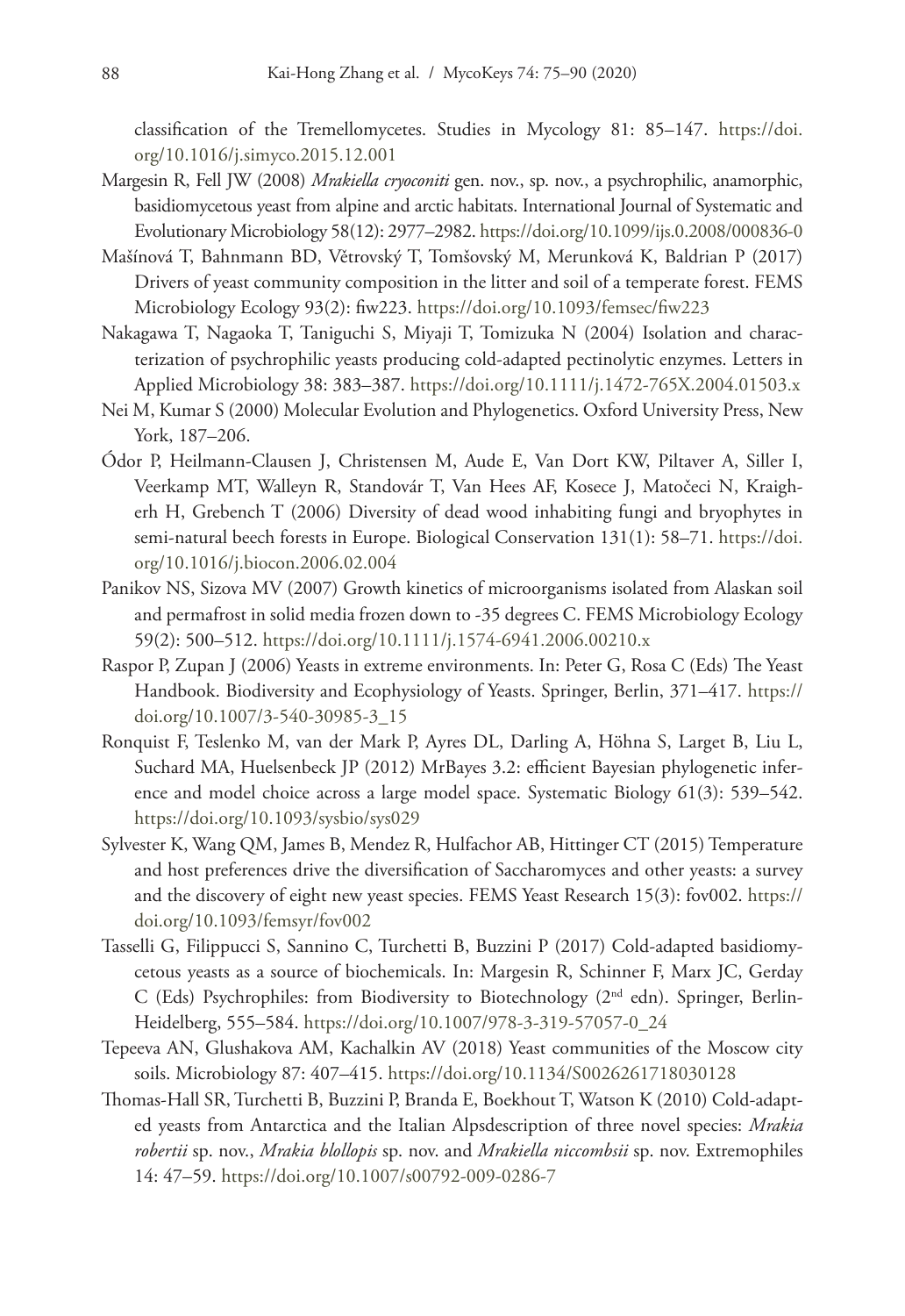classification of the Tremellomycetes. Studies in Mycology 81: 85–147. https://doi.org/10.1016/j.simyco.2015.12.001

Margesin R, Fell JW (2008) *Mrakiella cryoconiti* gen. nov., sp. nov., a psychrophilic, anamorphic, basidiomycetous yeast from alpine and arctic habitats. International Journal of Systematic and Evolutionary Microbiology 58(12): 2977–2982. https://doi.org/10.1099/ijs.0.2008/000836-0

Mašínová T, Bahnmann BD, Větrovský T, Tomšovský M, Merunková K, Baldrian P (2017) Drivers of yeast community composition in the litter and soil of a temperate forest. FEMS Microbiology Ecology 93(2): fiw223. https://doi.org/10.1093/femsec/fiw223

Nakagawa T, Nagaoka T, Taniguchi S, Miyaji T, Tomizuka N (2004) Isolation and characterization of psychrophilic yeasts producing cold-adapted pectinolytic enzymes. Letters in Applied Microbiology 38: 383–387. https://doi.org/10.1111/j.1472-765X.2004.01503.x

Nei M, Kumar S (2000) Molecular Evolution and Phylogenetics. Oxford University Press, New York, 187–206.

Ódor P, Heilmann-Clausen J, Christensen M, Aude E, Van Dort KW, Piltaver A, Siller I, Veerkamp MT, Walleyn R, Standovár T, Van Hees AF, Kosece J, Matočeci N, Kraigherh H, Grebench T (2006) Diversity of dead wood inhabiting fungi and bryophytes in semi-natural beech forests in Europe. Biological Conservation 131(1): 58–71. https://doi.org/10.1016/j.biocon.2006.02.004

Panikov NS, Sizova MV (2007) Growth kinetics of microorganisms isolated from Alaskan soil and permafrost in solid media frozen down to -35 degrees C. FEMS Microbiology Ecology 59(2): 500–512. https://doi.org/10.1111/j.1574-6941.2006.00210.x

Raspor P, Zupan J (2006) Yeasts in extreme environments. In: Peter G, Rosa C (Eds) The Yeast Handbook. Biodiversity and Ecophysiology of Yeasts. Springer, Berlin, 371–417. https://doi.org/10.1007/3-540-30985-3_15

Ronquist F, Teslenko M, van der Mark P, Ayres DL, Darling A, Höhna S, Larget B, Liu L, Suchard MA, Huelsenbeck JP (2012) MrBayes 3.2: efficient Bayesian phylogenetic inference and model choice across a large model space. Systematic Biology 61(3): 539–542. https://doi.org/10.1093/sysbio/sys029

Sylvester K, Wang QM, James B, Mendez R, Hulfachor AB, Hittinger CT (2015) Temperature and host preferences drive the diversification of Saccharomyces and other yeasts: a survey and the discovery of eight new yeast species. FEMS Yeast Research 15(3): fov002. https://doi.org/10.1093/femsyr/fov002

Tasselli G, Filippucci S, Sannino C, Turchetti B, Buzzini P (2017) Cold-adapted basidiomycetous yeasts as a source of biochemicals. In: Margesin R, Schinner F, Marx JC, Gerday C (Eds) Psychrophiles: from Biodiversity to Biotechnology (2nd edn). Springer, Berlin-Heidelberg, 555–584. https://doi.org/10.1007/978-3-319-57057-0_24

Tepeeva AN, Glushakova AM, Kachalkin AV (2018) Yeast communities of the Moscow city soils. Microbiology 87: 407–415. https://doi.org/10.1134/S0026261718030128

Thomas-Hall SR, Turchetti B, Buzzini P, Branda E, Boekhout T, Watson K (2010) Cold-adapted yeasts from Antarctica and the Italian Alpsdescription of three novel species: *Mrakia robertii* sp. nov., *Mrakia blollopis* sp. nov. and *Mrakiella niccombsii* sp. nov. Extremophiles 14: 47–59. https://doi.org/10.1007/s00792-009-0286-7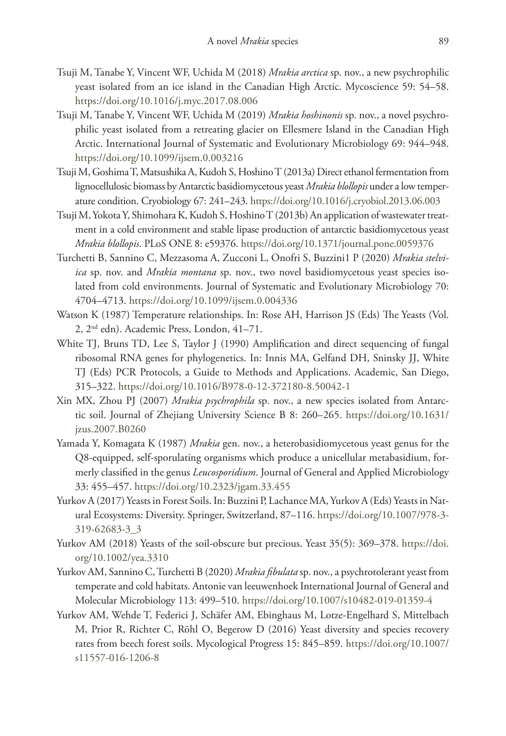Tsuji M, Tanabe Y, Vincent WF, Uchida M (2018) *Mrakia arctica* sp. nov., a new psychrophilic yeast isolated from an ice island in the Canadian High Arctic. Mycoscience 59: 54–58. https://doi.org/10.1016/j.myc.2017.08.006

Tsuji M, Tanabe Y, Vincent WF, Uchida M (2019) *Mrakia hoshinonis* sp. nov., a novel psychrophilic yeast isolated from a retreating glacier on Ellesmere Island in the Canadian High Arctic. International Journal of Systematic and Evolutionary Microbiology 69: 944–948. https://doi.org/10.1099/ijsem.0.003216

Tsuji M, Goshima T, Matsushika A, Kudoh S, Hoshino T (2013a) Direct ethanol fermentation from lignocellulosic biomass by Antarctic basidiomycetous yeast *Mrakia blollopis* under a low temperature condition. Cryobiology 67: 241–243. https://doi.org/10.1016/j.cryobiol.2013.06.003

Tsuji M, Yokota Y, Shimohara K, Kudoh S, Hoshino T (2013b) An application of wastewater treatment in a cold environment and stable lipase production of antarctic basidiomycetous yeast *Mrakia blollopis*. PLoS ONE 8: e59376. https://doi.org/10.1371/journal.pone.0059376

Turchetti B, Sannino C, Mezzasoma A, Zucconi L, Onofri S, Buzzini1 P (2020) *Mrakia stelviica* sp. nov. and *Mrakia montana* sp. nov., two novel basidiomycetous yeast species isolated from cold environments. Journal of Systematic and Evolutionary Microbiology 70: 4704–4713. https://doi.org/10.1099/ijsem.0.004336

Watson K (1987) Temperature relationships. In: Rose AH, Harrison JS (Eds) The Yeasts (Vol. 2, 2nd edn). Academic Press, London, 41–71.

White TJ, Bruns TD, Lee S, Taylor J (1990) Amplification and direct sequencing of fungal ribosomal RNA genes for phylogenetics. In: Innis MA, Gelfand DH, Sninsky JJ, White TJ (Eds) PCR Protocols, a Guide to Methods and Applications. Academic, San Diego, 315–322. https://doi.org/10.1016/B978-0-12-372180-8.50042-1

Xin MX, Zhou PJ (2007) *Mrakia psychrophila* sp. nov., a new species isolated from Antarctic soil. Journal of Zhejiang University Science B 8: 260–265. https://doi.org/10.1631/jzus.2007.B0260

Yamada Y, Komagata K (1987) *Mrakia* gen. nov., a heterobasidiomycetous yeast genus for the Q8-equipped, self-sporulating organisms which produce a unicellular metabasidium, formerly classified in the genus *Leucosporidium*. Journal of General and Applied Microbiology 33: 455–457. https://doi.org/10.2323/jgam.33.455

Yurkov A (2017) Yeasts in Forest Soils. In: Buzzini P, Lachance MA, Yurkov A (Eds) Yeasts in Natural Ecosystems: Diversity. Springer, Switzerland, 87–116. https://doi.org/10.1007/978-3-319-62683-3_3

Yurkov AM (2018) Yeasts of the soil-obscure but precious. Yeast 35(5): 369–378. https://doi.org/10.1002/yea.3310

Yurkov AM, Sannino C, Turchetti B (2020) *Mrakia fibulata* sp. nov., a psychrotolerant yeast from temperate and cold habitats. Antonie van leeuwenhoek International Journal of General and Molecular Microbiology 113: 499–510. https://doi.org/10.1007/s10482-019-01359-4

Yurkov AM, Wehde T, Federici J, Schäfer AM, Ebinghaus M, Lotze-Engelhard S, Mittelbach M, Prior R, Richter C, Röhl O, Begerow D (2016) Yeast diversity and species recovery rates from beech forest soils. Mycological Progress 15: 845–859. https://doi.org/10.1007/s11557-016-1206-8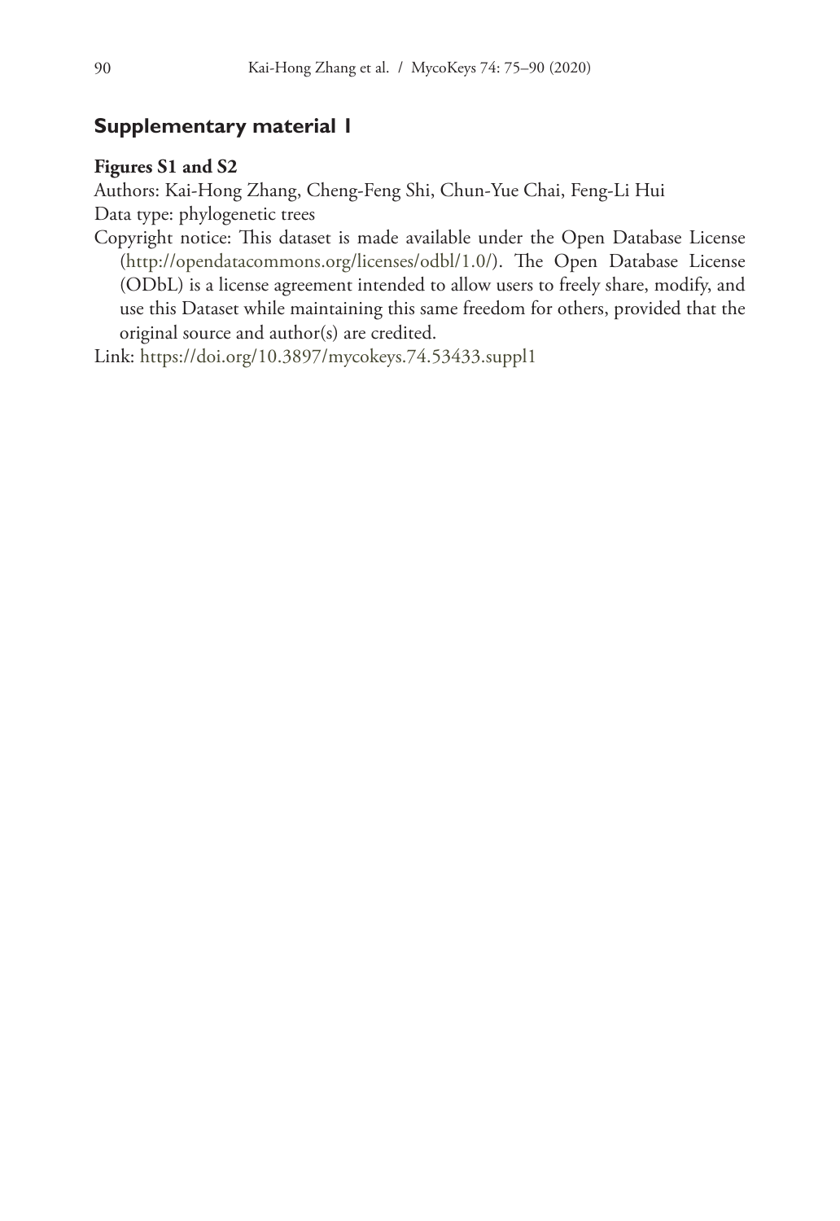## Supplementary material 1

**Figures S1 and S2**

Authors: Kai-Hong Zhang, Cheng-Feng Shi, Chun-Yue Chai, Feng-Li Hui

Data type: phylogenetic trees

Copyright notice: This dataset is made available under the Open Database License (http://opendatacommons.org/licenses/odbl/1.0/). The Open Database License (ODbL) is a license agreement intended to allow users to freely share, modify, and use this Dataset while maintaining this same freedom for others, provided that the original source and author(s) are credited.

Link: https://doi.org/10.3897/mycokeys.74.53433.suppl1